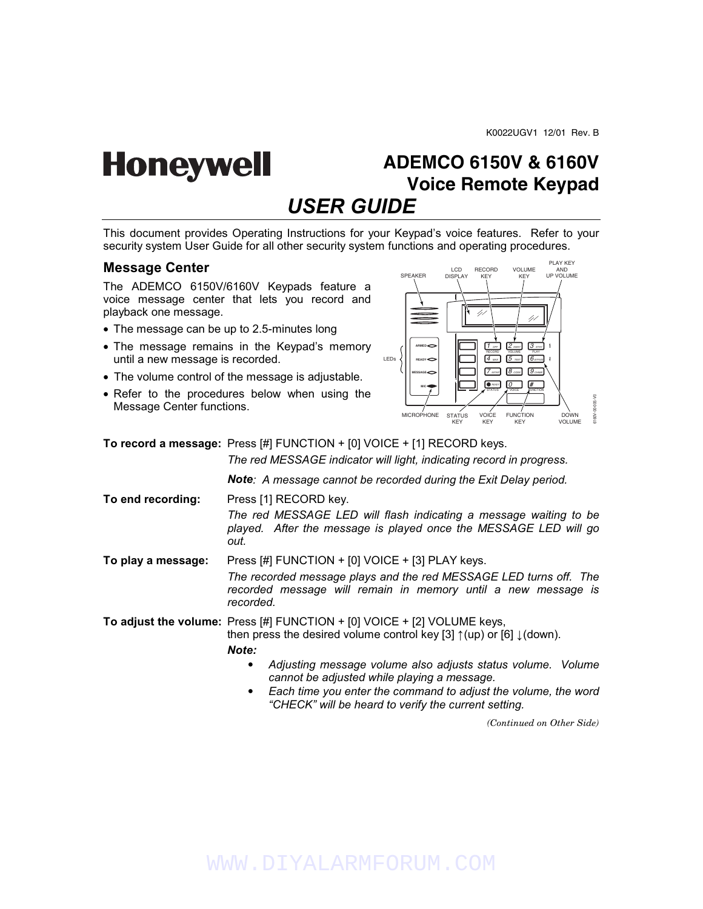K0022UGV1 12/01 Rev. B

**Honeywell**

# ADEMCO 6150V & 6160V Voice Remote Keypad

# USER GUIDE

This document provides Operating Instructions for your Keypad's voice features. Refer to your security system User Guide for all other security system functions and operating procedures.

## Message Center

The ADEMCO 6150V/6160V Keypads feature a voice message center that lets you record and playback one message.

- The message can be up to 2.5-minutes long
- The message remains in the Keypad's memory until a new message is recorded.
- The volume control of the message is adjustable.
- Refer to the procedures below when using the Message Center functions.

**To record a message:** Press [#] FUNCTION + [0] VOICE + [1] RECORD keys.

*The red MESSAGE indicator will light, indicating record in progress.*

***Note**: A message cannot be recorded during the Exit Delay period.*

**To end recording:** Press [1] RECORD key.

*The red MESSAGE LED will flash indicating a message waiting to be played. After the message is played once the MESSAGE LED will go out.*

**To play a message:** Press [#] FUNCTION + [0] VOICE + [3] PLAY keys.

*The recorded message plays and the red MESSAGE LED turns off. The recorded message will remain in memory until a new message is recorded.*

**To adjust the volume:** Press [#] FUNCTION + [0] VOICE + [2] VOLUME keys, then press the desired volume control key [3] ↑(up) or [6] ↓(down).

***Note:***

- *Adjusting message volume also adjusts status volume. Volume cannot be adjusted while playing a message.*
- *Each time you enter the command to adjust the volume, the word "CHECK" will be heard to verify the current setting.*

*(Continued on Other Side)*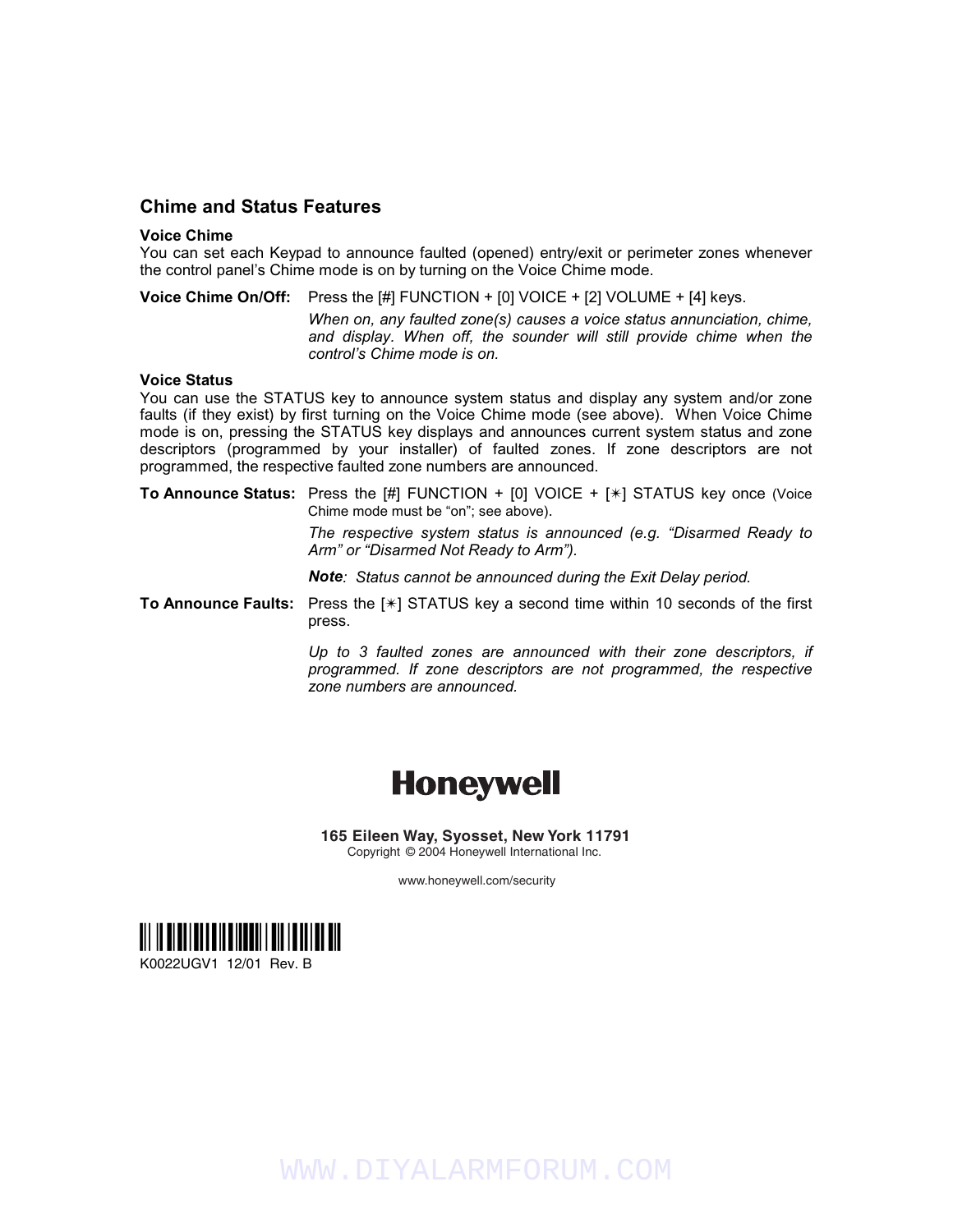## Chime and Status Features

### Voice Chime

You can set each Keypad to announce faulted (opened) entry/exit or perimeter zones whenever the control panel's Chime mode is on by turning on the Voice Chime mode.

**Voice Chime On/Off:** Press the [#] FUNCTION + [0] VOICE + [2] VOLUME + [4] keys.

*When on, any faulted zone(s) causes a voice status annunciation, chime, and display. When off, the sounder will still provide chime when the control's Chime mode is on.*

### Voice Status

You can use the STATUS key to announce system status and display any system and/or zone faults (if they exist) by first turning on the Voice Chime mode (see above). When Voice Chime mode is on, pressing the STATUS key displays and announces current system status and zone descriptors (programmed by your installer) of faulted zones. If zone descriptors are not programmed, the respective faulted zone numbers are announced.

**To Announce Status:** Press the [#] FUNCTION + [0] VOICE + [✳] STATUS key once (Voice Chime mode must be "on"; see above).

*The respective system status is announced (e.g. "Disarmed Ready to Arm" or "Disarmed Not Ready to Arm").*

***Note**: Status cannot be announced during the Exit Delay period.*

**To Announce Faults:** Press the [✳] STATUS key a second time within 10 seconds of the first press.

*Up to 3 faulted zones are announced with their zone descriptors, if programmed. If zone descriptors are not programmed, the respective zone numbers are announced.*

**Honeywell**

**165 Eileen Way, Syosset, New York 11791**

Copyright © 2004 Honeywell International Inc.

www.honeywell.com/security

K0022UGV1 12/01 Rev. B